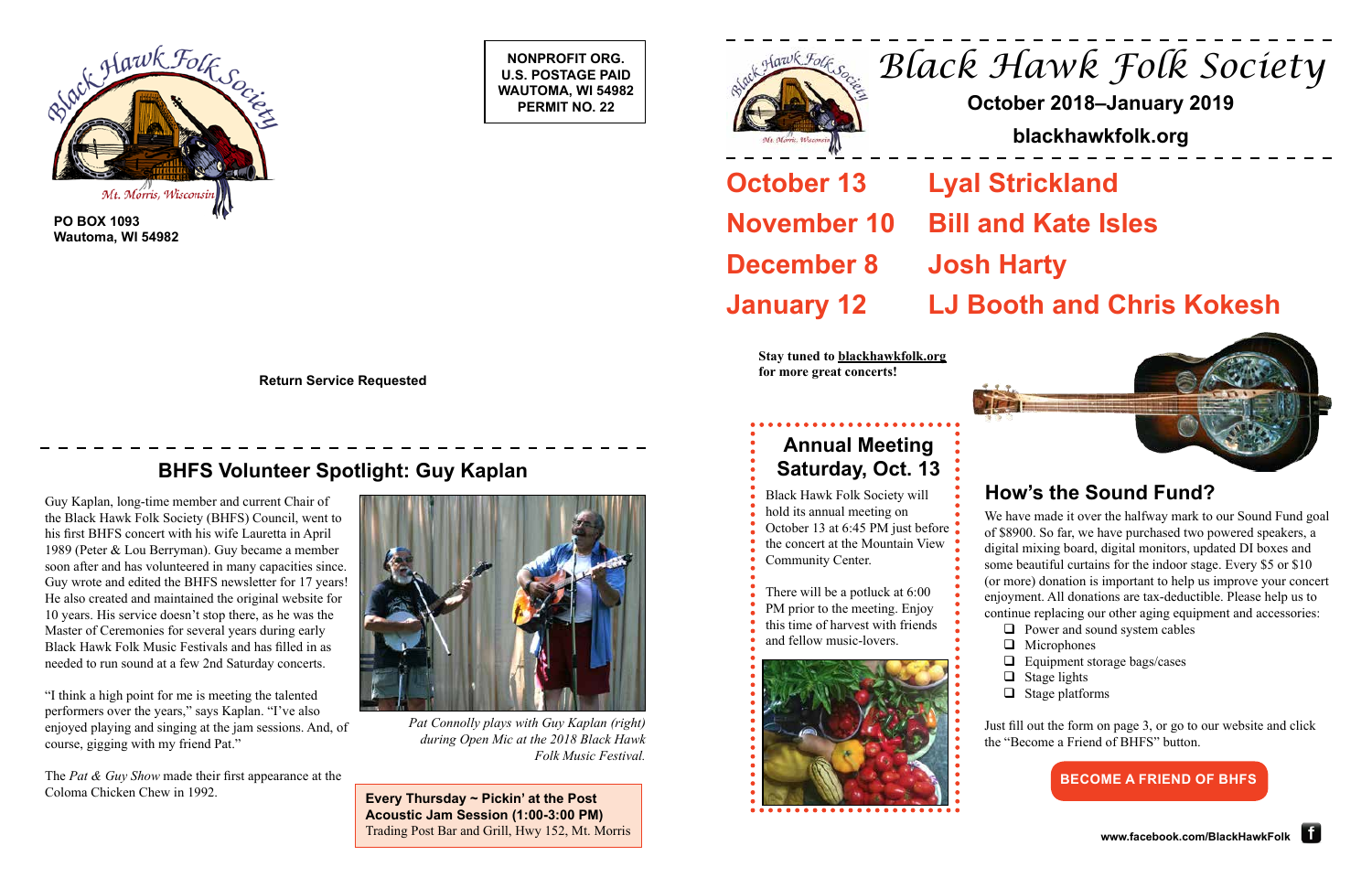Black Hawk Folk Society
Mt. Morris, Wisconsin

**PO BOX 1093**
**Wautoma, WI 54982**

**NONPROFIT ORG.**
**U.S. POSTAGE PAID**
**WAUTOMA, WI 54982**
**PERMIT NO. 22**

**Return Service Requested**

# Black Hawk Folk Society

**October 2018–January 2019**

**blackhawkfolk.org**

| | |
|---|---|
| **October 13** | **Lyal Strickland** |
| **November 10** | **Bill and Kate Isles** |
| **December 8** | **Josh Harty** |
| **January 12** | **LJ Booth and Chris Kokesh** |

**Stay tuned to blackhawkfolk.org for more great concerts!**

## BHFS Volunteer Spotlight: Guy Kaplan

Guy Kaplan, long-time member and current Chair of the Black Hawk Folk Society (BHFS) Council, went to his first BHFS concert with his wife Lauretta in April 1989 (Peter & Lou Berryman). Guy became a member soon after and has volunteered in many capacities since. Guy wrote and edited the BHFS newsletter for 17 years! He also created and maintained the original website for 10 years. His service doesn't stop there, as he was the Master of Ceremonies for several years during early Black Hawk Folk Music Festivals and has filled in as needed to run sound at a few 2nd Saturday concerts.

"I think a high point for me is meeting the talented performers over the years," says Kaplan. "I've also enjoyed playing and singing at the jam sessions. And, of course, gigging with my friend Pat."

The *Pat & Guy Show* made their first appearance at the Coloma Chicken Chew in 1992.

*Pat Connolly plays with Guy Kaplan (right) during Open Mic at the 2018 Black Hawk Folk Music Festival.*

**Every Thursday ~ Pickin' at the Post**
**Acoustic Jam Session (1:00-3:00 PM)**
Trading Post Bar and Grill, Hwy 152, Mt. Morris

## Annual Meeting Saturday, Oct. 13

Black Hawk Folk Society will hold its annual meeting on October 13 at 6:45 PM just before the concert at the Mountain View Community Center.

There will be a potluck at 6:00 PM prior to the meeting. Enjoy this time of harvest with friends and fellow music-lovers.

## How's the Sound Fund?

We have made it over the halfway mark to our Sound Fund goal of $8900. So far, we have purchased two powered speakers, a digital mixing board, digital monitors, updated DI boxes and some beautiful curtains for the indoor stage. Every $5 or $10 (or more) donation is important to help us improve your concert enjoyment. All donations are tax-deductible. Please help us to continue replacing our other aging equipment and accessories:

- ❑ Power and sound system cables
- ❑ Microphones
- ❑ Equipment storage bags/cases
- ❑ Stage lights
- ❑ Stage platforms

Just fill out the form on page 3, or go to our website and click the "Become a Friend of BHFS" button.

**BECOME A FRIEND OF BHFS**

**www.facebook.com/BlackHawkFolk**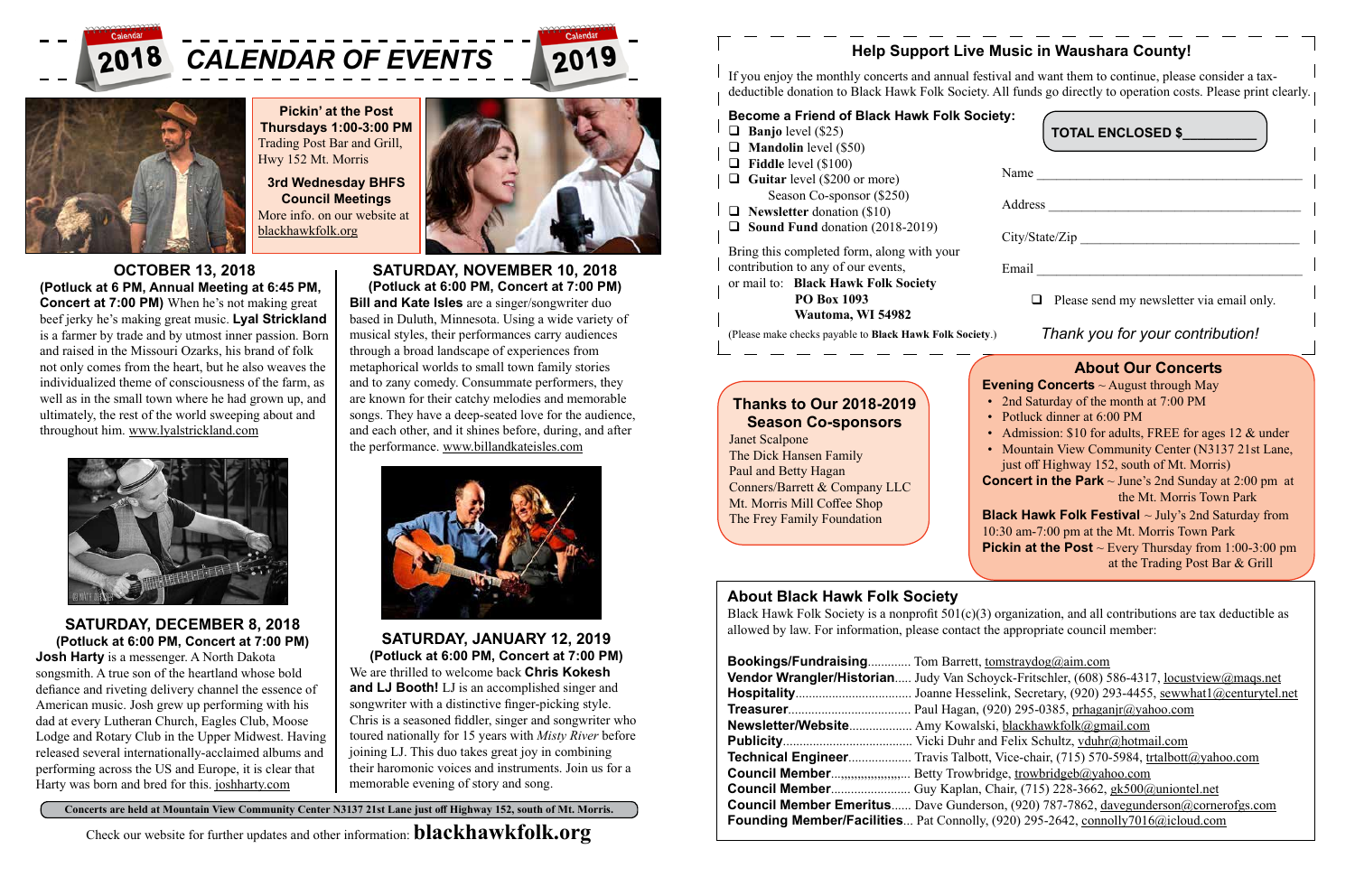# 2018 CALENDAR OF EVENTS 2019

**Pickin' at the Post**
**Thursdays 1:00-3:00 PM**
Trading Post Bar and Grill,
Hwy 152 Mt. Morris

**3rd Wednesday BHFS Council Meetings**
More info. on our website at blackhawkfolk.org

## OCTOBER 13, 2018
**(Potluck at 6 PM, Annual Meeting at 6:45 PM, Concert at 7:00 PM)** When he's not making great beef jerky he's making great music. **Lyal Strickland** is a farmer by trade and by utmost inner passion. Born and raised in the Missouri Ozarks, his brand of folk not only comes from the heart, but he also weaves the individualized theme of consciousness of the farm, as well as in the small town where he had grown up, and ultimately, the rest of the world sweeping about and throughout him. www.lyalstrickland.com

## SATURDAY, DECEMBER 8, 2018
**(Potluck at 6:00 PM, Concert at 7:00 PM)**
**Josh Harty** is a messenger. A North Dakota songsmith. A true son of the heartland whose bold defiance and riveting delivery channel the essence of American music. Josh grew up performing with his dad at every Lutheran Church, Eagles Club, Moose Lodge and Rotary Club in the Upper Midwest. Having released several internationally-acclaimed albums and performing across the US and Europe, it is clear that Harty was born and bred for this. joshharty.com

## SATURDAY, NOVEMBER 10, 2018
**(Potluck at 6:00 PM, Concert at 7:00 PM)**
**Bill and Kate Isles** are a singer/songwriter duo based in Duluth, Minnesota. Using a wide variety of musical styles, their performances carry audiences through a broad landscape of experiences from metaphorical worlds to small town family stories and to zany comedy. Consummate performers, they are known for their catchy melodies and memorable songs. They have a deep-seated love for the audience, and each other, and it shines before, during, and after the performance. www.billandkateisles.com

## SATURDAY, JANUARY 12, 2019
**(Potluck at 6:00 PM, Concert at 7:00 PM)**
We are thrilled to welcome back **Chris Kokesh and LJ Booth!** LJ is an accomplished singer and songwriter with a distinctive finger-picking style. Chris is a seasoned fiddler, singer and songwriter who toured nationally for 15 years with *Misty River* before joining LJ. This duo takes great joy in combining their harmonic voices and instruments. Join us for a memorable evening of story and song.

**Concerts are held at Mountain View Community Center N3137 21st Lane just off Highway 152, south of Mt. Morris.**

Check our website for further updates and other information: **blackhawkfolk.org**

## Help Support Live Music in Waushara County!

If you enjoy the monthly concerts and annual festival and want them to continue, please consider a tax-deductible donation to Black Hawk Folk Society. All funds go directly to operation costs. Please print clearly.

**Become a Friend of Black Hawk Folk Society:**
- ❑ **Banjo** level ($25)
- ❑ **Mandolin** level ($50)
- ❑ **Fiddle** level ($100)
- ❑ **Guitar** level ($200 or more)
  Season Co-sponsor ($250)
- ❑ **Newsletter** donation ($10)
- ❑ **Sound Fund** donation (2018-2019)

**TOTAL ENCLOSED $__________**

Name ______________________________

Address ______________________________

City/State/Zip ______________________________

Email ______________________________

❑ Please send my newsletter via email only.

Bring this completed form, along with your contribution to any of our events,
or mail to: **Black Hawk Folk Society**
**PO Box 1093**
**Wautoma, WI 54982**

(Please make checks payable to **Black Hawk Folk Society**.)

*Thank you for your contribution!*

### Thanks to Our 2018-2019 Season Co-sponsors
Janet Scalpone
The Dick Hansen Family
Paul and Betty Hagan
Conners/Barrett & Company LLC
Mt. Morris Mill Coffee Shop
The Frey Family Foundation

### About Our Concerts
**Evening Concerts** ~ August through May
- 2nd Saturday of the month at 7:00 PM
- Potluck dinner at 6:00 PM
- Admission: $10 for adults, FREE for ages 12 & under
- Mountain View Community Center (N3137 21st Lane, just off Highway 152, south of Mt. Morris)

**Concert in the Park** ~ June's 2nd Sunday at 2:00 pm at the Mt. Morris Town Park

**Black Hawk Folk Festival** ~ July's 2nd Saturday from 10:30 am-7:00 pm at the Mt. Morris Town Park

**Pickin at the Post** ~ Every Thursday from 1:00-3:00 pm at the Trading Post Bar & Grill

### About Black Hawk Folk Society
Black Hawk Folk Society is a nonprofit 501(c)(3) organization, and all contributions are tax deductible as allowed by law. For information, please contact the appropriate council member:

**Bookings/Fundraising**............. Tom Barrett, tomstraydog@aim.com
**Vendor Wrangler/Historian**..... Judy Van Schoyck-Fritschler, (608) 586-4317, locustview@maqs.net
**Hospitality**.................................. Joanne Hesselink, Secretary, (920) 293-4455, sewwhat1@centurytel.net
**Treasurer**..................................... Paul Hagan, (920) 295-0385, prhaganjr@yahoo.com
**Newsletter/Website**................... Amy Kowalski, blackhawkfolk@gmail.com
**Publicity**....................................... Vicki Duhr and Felix Schultz, vduhr@hotmail.com
**Technical Engineer**................... Travis Talbott, Vice-chair, (715) 570-5984, trtalbott@yahoo.com
**Council Member**......................... Betty Trowbridge, trowbridgeb@yahoo.com
**Council Member**......................... Guy Kaplan, Chair, (715) 228-3662, gk500@uniontel.net
**Council Member Emeritus**...... Dave Gunderson, (920) 787-7862, davegunderson@cornerofgs.com
**Founding Member/Facilities**... Pat Connolly, (920) 295-2642, connolly7016@icloud.com